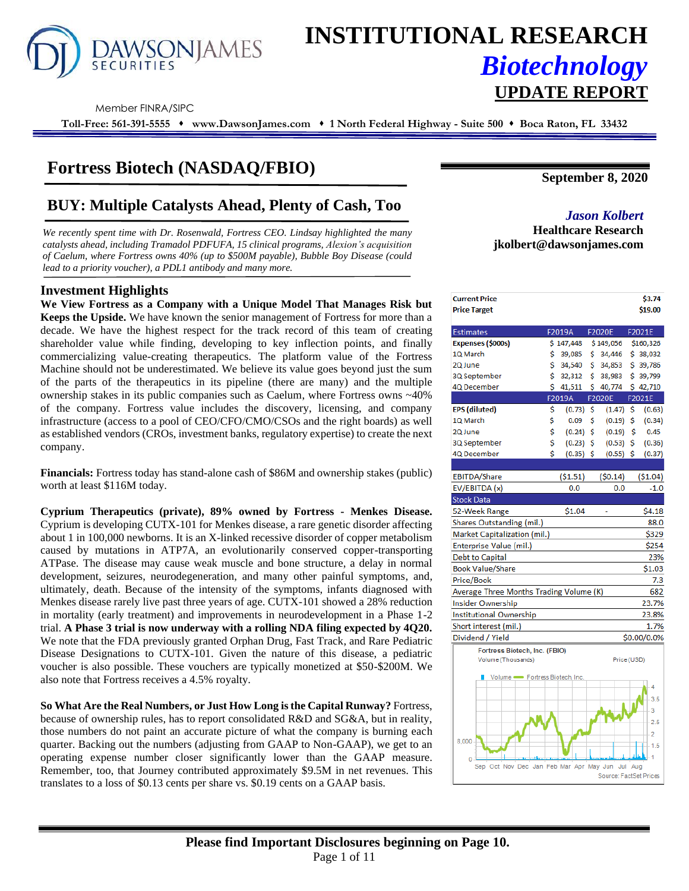# INSTITUTIONAL RESEARCH

## *Biotechnology*

## UPDATE REPORT

DAWSON JAMES SECURITIES

Member FINRA/SIPC

**Toll-Free: 561-391-5555 ♦ www.DawsonJames.com ♦ 1 North Federal Highway - Suite 500 ♦ Boca Raton, FL 33432**

# Fortress Biotech (NASDAQ/FBIO)

**September 8, 2020**

## BUY: Multiple Catalysts Ahead, Plenty of Cash, Too

*We recently spent time with Dr. Rosenwald, Fortress CEO. Lindsay highlighted the many catalysts ahead, including Tramadol PDFUFA, 15 clinical programs, Alexion's acquisition of Caelum, where Fortress owns 40% (up to $500M payable), Bubble Boy Disease (could lead to a priority voucher), a PDL1 antibody and many more.*

***Jason Kolbert***
**Healthcare Research**
**jkolbert@dawsonjames.com**

### Investment Highlights

**We View Fortress as a Company with a Unique Model That Manages Risk but Keeps the Upside.** We have known the senior management of Fortress for more than a decade. We have the highest respect for the track record of this team of creating shareholder value while finding, developing to key inflection points, and finally commercializing value-creating therapeutics. The platform value of the Fortress Machine should not be underestimated. We believe its value goes beyond just the sum of the parts of the therapeutics in its pipeline (there are many) and the multiple ownership stakes in its public companies such as Caelum, where Fortress owns ~40% of the company. Fortress value includes the discovery, licensing, and company infrastructure (access to a pool of CEO/CFO/CMO/CSOs and the right boards) as well as established vendors (CROs, investment banks, regulatory expertise) to create the next company.

**Financials:** Fortress today has stand-alone cash of $86M and ownership stakes (public) worth at least $116M today.

**Cyprium Therapeutics (private), 89% owned by Fortress - Menkes Disease.** Cyprium is developing CUTX-101 for Menkes disease, a rare genetic disorder affecting about 1 in 100,000 newborns. It is an X-linked recessive disorder of copper metabolism caused by mutations in ATP7A, an evolutionarily conserved copper-transporting ATPase. The disease may cause weak muscle and bone structure, a delay in normal development, seizures, neurodegeneration, and many other painful symptoms, and, ultimately, death. Because of the intensity of the symptoms, infants diagnosed with Menkes disease rarely live past three years of age. CUTX-101 showed a 28% reduction in mortality (early treatment) and improvements in neurodevelopment in a Phase 1-2 trial. **A Phase 3 trial is now underway with a rolling NDA filing expected by 4Q20.** We note that the FDA previously granted Orphan Drug, Fast Track, and Rare Pediatric Disease Designations to CUTX-101. Given the nature of this disease, a pediatric voucher is also possible. These vouchers are typically monetized at $50-$200M. We also note that Fortress receives a 4.5% royalty.

**So What Are the Real Numbers, or Just How Long is the Capital Runway?** Fortress, because of ownership rules, has to report consolidated R&D and SG&A, but in reality, those numbers do not paint an accurate picture of what the company is burning each quarter. Backing out the numbers (adjusting from GAAP to Non-GAAP), we get to an operating expense number closer significantly lower than the GAAP measure. Remember, too, that Journey contributed approximately $9.5M in net revenues. This translates to a loss of $0.13 cents per share vs. $0.19 cents on a GAAP basis.

| | | | |
|---|---|---|---|
| **Current Price** | | | **$3.74** |
| **Price Target** | | | **$19.00** |

| Estimates | F2019A | F2020E | F2021E |
|---|---|---|---|
| **Expenses ($000s)** | $ 147,448 | $ 149,056 | $160,326 |
| 1Q March | $ 39,085 | $ 34,446 | $ 38,032 |
| 2Q June | $ 34,540 | $ 34,853 | $ 39,786 |
| 3Q September | $ 32,312 | $ 38,983 | $ 39,799 |
| 4Q December | $ 41,511 | $ 40,774 | $ 42,710 |
| | **F2019A** | **F2020E** | **F2021E** |
| **EPS (diluted)** | $ (0.73) | $ (1.47) | $ (0.63) |
| 1Q March | $ 0.09 | $ (0.19) | $ (0.34) |
| 2Q June | $ (0.24) | $ (0.19) | $ 0.45 |
| 3Q September | $ (0.23) | $ (0.53) | $ (0.36) |
| 4Q December | $ (0.35) | $ (0.55) | $ (0.37) |
| EBITDA/Share | ($1.51) | ($0.14) | ($1.04) |
| EV/EBITDA (x) | 0.0 | 0.0 | -1.0 |

| Stock Data | | | |
|---|---|---|---|
| 52-Week Range | $1.04 | - | $4.18 |
| Shares Outstanding (mil.) | | | 88.0 |
| Market Capitalization (mil.) | | | $329 |
| Enterprise Value (mil.) | | | $254 |
| Debt to Capital | | | 23% |
| Book Value/Share | | | $1.03 |
| Price/Book | | | 7.3 |
| Average Three Months Trading Volume (K) | | | 682 |
| Insider Ownership | | | 23.7% |
| Institutional Ownership | | | 23.8% |
| Short interest (mil.) | | | 1.7% |
| Dividend / Yield | | | $0.00/0.0% |

Fortress Biotech, Inc. (FBIO)
Volume (Thousands) — Price (USD)
Volume — Fortress Biotech Inc.
Source: FactSet Prices

**Please find Important Disclosures beginning on Page 10.**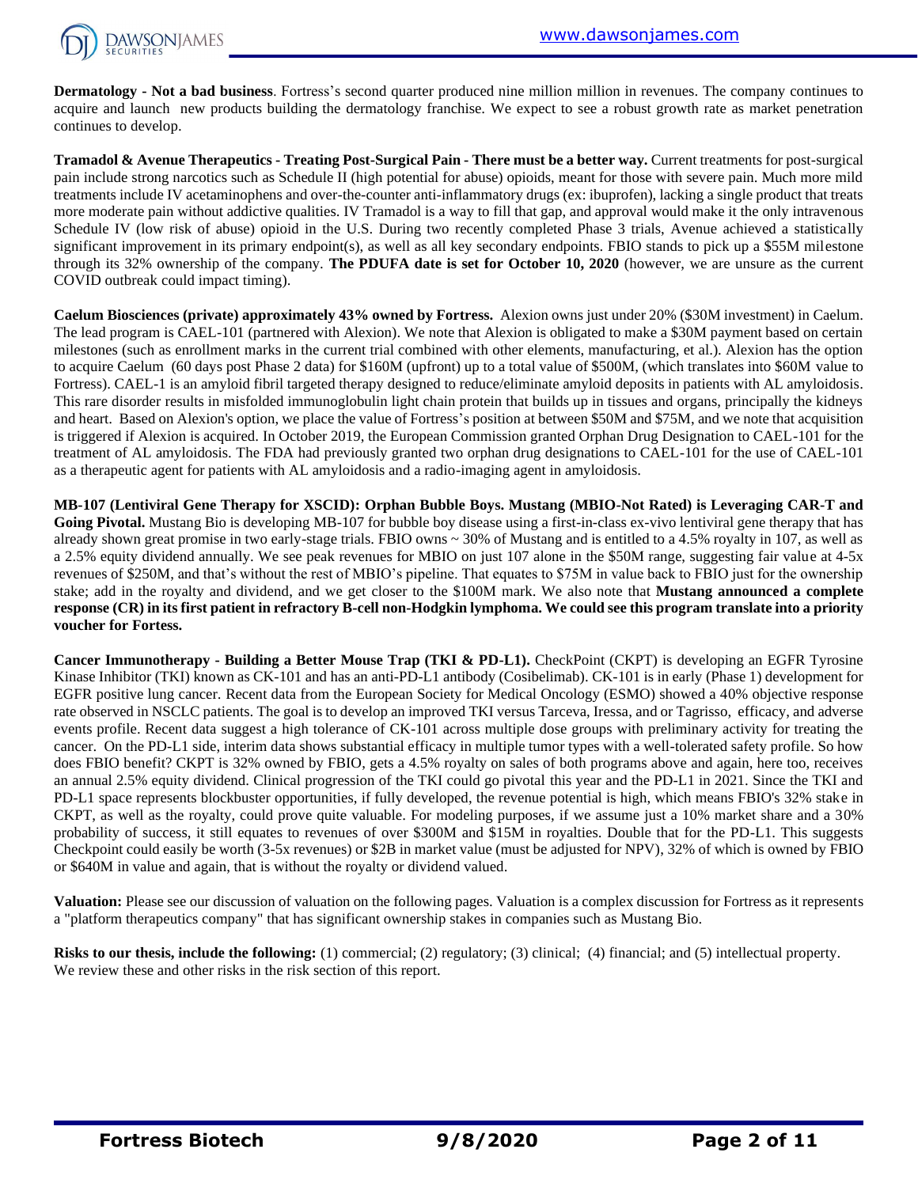**Dermatology - Not a bad business**. Fortress's second quarter produced nine million million in revenues. The company continues to acquire and launch new products building the dermatology franchise. We expect to see a robust growth rate as market penetration continues to develop.

**Tramadol & Avenue Therapeutics - Treating Post-Surgical Pain - There must be a better way.** Current treatments for post-surgical pain include strong narcotics such as Schedule II (high potential for abuse) opioids, meant for those with severe pain. Much more mild treatments include IV acetaminophens and over-the-counter anti-inflammatory drugs (ex: ibuprofen), lacking a single product that treats more moderate pain without addictive qualities. IV Tramadol is a way to fill that gap, and approval would make it the only intravenous Schedule IV (low risk of abuse) opioid in the U.S. During two recently completed Phase 3 trials, Avenue achieved a statistically significant improvement in its primary endpoint(s), as well as all key secondary endpoints. FBIO stands to pick up a $55M milestone through its 32% ownership of the company. **The PDUFA date is set for October 10, 2020** (however, we are unsure as the current COVID outbreak could impact timing).

**Caelum Biosciences (private) approximately 43% owned by Fortress.** Alexion owns just under 20% ($30M investment) in Caelum. The lead program is CAEL-101 (partnered with Alexion). We note that Alexion is obligated to make a $30M payment based on certain milestones (such as enrollment marks in the current trial combined with other elements, manufacturing, et al.). Alexion has the option to acquire Caelum (60 days post Phase 2 data) for $160M (upfront) up to a total value of $500M, (which translates into $60M value to Fortress). CAEL-1 is an amyloid fibril targeted therapy designed to reduce/eliminate amyloid deposits in patients with AL amyloidosis. This rare disorder results in misfolded immunoglobulin light chain protein that builds up in tissues and organs, principally the kidneys and heart. Based on Alexion's option, we place the value of Fortress's position at between $50M and $75M, and we note that acquisition is triggered if Alexion is acquired. In October 2019, the European Commission granted Orphan Drug Designation to CAEL-101 for the treatment of AL amyloidosis. The FDA had previously granted two orphan drug designations to CAEL-101 for the use of CAEL-101 as a therapeutic agent for patients with AL amyloidosis and a radio-imaging agent in amyloidosis.

**MB-107 (Lentiviral Gene Therapy for XSCID): Orphan Bubble Boys. Mustang (MBIO-Not Rated) is Leveraging CAR-T and Going Pivotal.** Mustang Bio is developing MB-107 for bubble boy disease using a first-in-class ex-vivo lentiviral gene therapy that has already shown great promise in two early-stage trials. FBIO owns ~ 30% of Mustang and is entitled to a 4.5% royalty in 107, as well as a 2.5% equity dividend annually. We see peak revenues for MBIO on just 107 alone in the $50M range, suggesting fair value at 4-5x revenues of $250M, and that's without the rest of MBIO's pipeline. That equates to $75M in value back to FBIO just for the ownership stake; add in the royalty and dividend, and we get closer to the $100M mark. We also note that **Mustang announced a complete response (CR) in its first patient in refractory B-cell non-Hodgkin lymphoma. We could see this program translate into a priority voucher for Fortess.**

**Cancer Immunotherapy - Building a Better Mouse Trap (TKI & PD-L1).** CheckPoint (CKPT) is developing an EGFR Tyrosine Kinase Inhibitor (TKI) known as CK-101 and has an anti-PD-L1 antibody (Cosibelimab). CK-101 is in early (Phase 1) development for EGFR positive lung cancer. Recent data from the European Society for Medical Oncology (ESMO) showed a 40% objective response rate observed in NSCLC patients. The goal is to develop an improved TKI versus Tarceva, Iressa, and or Tagrisso, efficacy, and adverse events profile. Recent data suggest a high tolerance of CK-101 across multiple dose groups with preliminary activity for treating the cancer. On the PD-L1 side, interim data shows substantial efficacy in multiple tumor types with a well-tolerated safety profile. So how does FBIO benefit? CKPT is 32% owned by FBIO, gets a 4.5% royalty on sales of both programs above and again, here too, receives an annual 2.5% equity dividend. Clinical progression of the TKI could go pivotal this year and the PD-L1 in 2021. Since the TKI and PD-L1 space represents blockbuster opportunities, if fully developed, the revenue potential is high, which means FBIO's 32% stake in CKPT, as well as the royalty, could prove quite valuable. For modeling purposes, if we assume just a 10% market share and a 30% probability of success, it still equates to revenues of over $300M and $15M in royalties. Double that for the PD-L1. This suggests Checkpoint could easily be worth (3-5x revenues) or $2B in market value (must be adjusted for NPV), 32% of which is owned by FBIO or $640M in value and again, that is without the royalty or dividend valued.

**Valuation:** Please see our discussion of valuation on the following pages. Valuation is a complex discussion for Fortress as it represents a "platform therapeutics company" that has significant ownership stakes in companies such as Mustang Bio.

**Risks to our thesis, include the following:** (1) commercial; (2) regulatory; (3) clinical; (4) financial; and (5) intellectual property. We review these and other risks in the risk section of this report.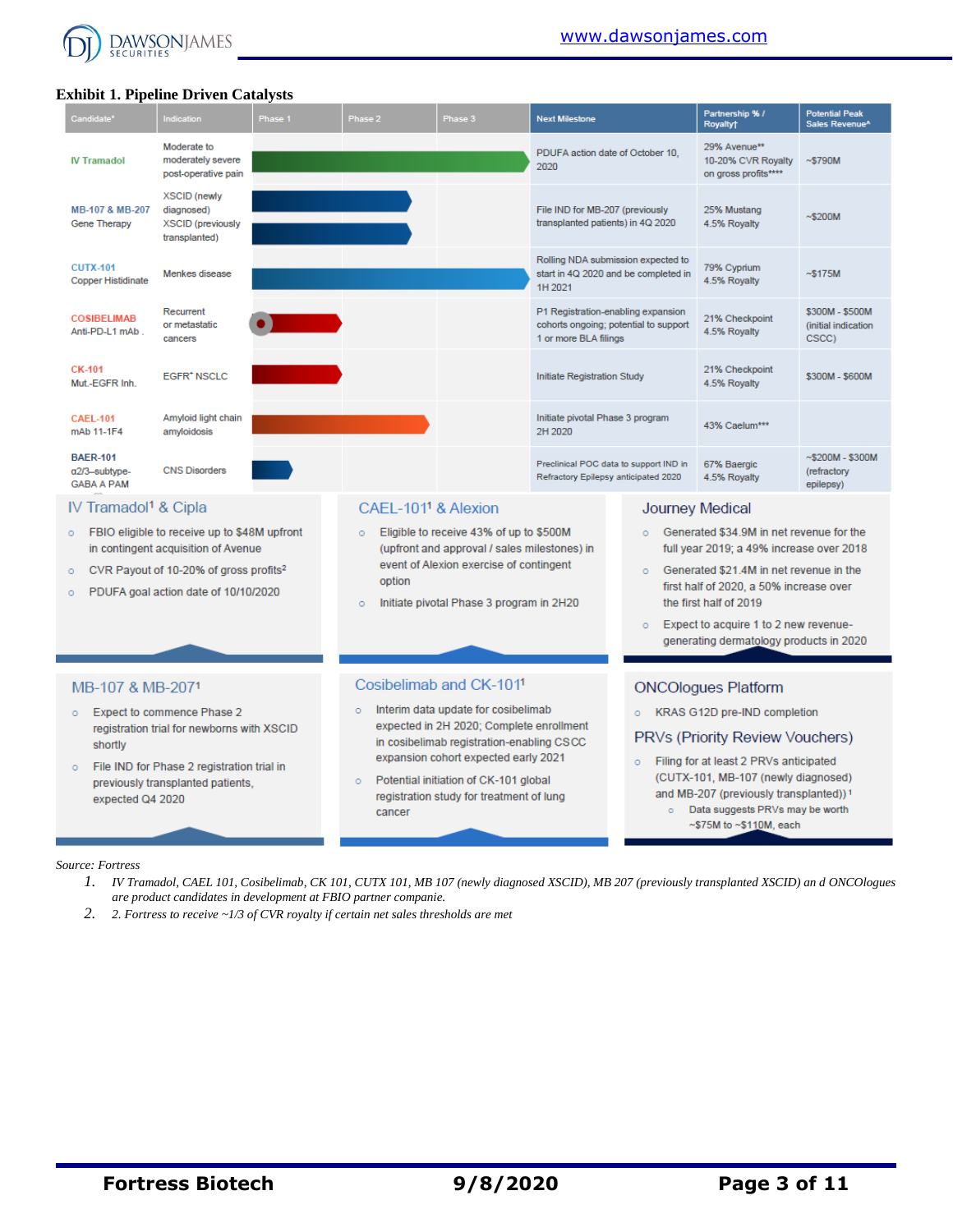**Exhibit 1. Pipeline Driven Catalysts**

| Candidate* | Indication | Phase 1 | Phase 2 | Phase 3 | Next Milestone | Partnership % / Royalty† | Potential Peak Sales Revenue^ |
|---|---|---|---|---|---|---|---|
| IV Tramadol | Moderate to moderately severe post-operative pain | | | | PDUFA action date of October 10, 2020 | 29% Avenue** 10-20% CVR Royalty on gross profits**** | ~$790M |
| MB-107 & MB-207 Gene Therapy | XSCID (newly diagnosed) XSCID (previously transplanted) | | | | File IND for MB-207 (previously transplanted patients) in 4Q 2020 | 25% Mustang 4.5% Royalty | ~$200M |
| CUTX-101 Copper Histidinate | Menkes disease | | | | Rolling NDA submission expected to start in 4Q 2020 and be completed in 1H 2021 | 79% Cyprium 4.5% Royalty | ~$175M |
| COSIBELIMAB Anti-PD-L1 mAb . | Recurrent or metastatic cancers | | | | P1 Registration-enabling expansion cohorts ongoing; potential to support 1 or more BLA filings | 21% Checkpoint 4.5% Royalty | $300M - $500M (initial indication CSCC) |
| CK-101 Mut.-EGFR Inh. | EGFR+ NSCLC | | | | Initiate Registration Study | 21% Checkpoint 4.5% Royalty | $300M - $600M |
| CAEL-101 mAb 11-1F4 | Amyloid light chain amyloidosis | | | | Initiate pivotal Phase 3 program 2H 2020 | 43% Caelum*** | |
| BAER-101 α2/3–subtype-GABA A PAM | CNS Disorders | | | | Preclinical POC data to support IND in Refractory Epilepsy anticipated 2020 | 67% Baergic 4.5% Royalty | ~$200M - $300M (refractory epilepsy) |

**IV Tramadol[1] & Cipla**

- FBIO eligible to receive up to $48M upfront in contingent acquisition of Avenue
- CVR Payout of 10-20% of gross profits[2]
- PDUFA goal action date of 10/10/2020

**CAEL-101[1] & Alexion**

- Eligible to receive 43% of up to $500M (upfront and approval / sales milestones) in event of Alexion exercise of contingent option
- Initiate pivotal Phase 3 program in 2H20

**Journey Medical**

- Generated $34.9M in net revenue for the full year 2019; a 49% increase over 2018
- Generated $21.4M in net revenue in the first half of 2020, a 50% increase over the first half of 2019
- Expect to acquire 1 to 2 new revenue-generating dermatology products in 2020

**MB-107 & MB-207[1]**

- Expect to commence Phase 2 registration trial for newborns with XSCID shortly
- File IND for Phase 2 registration trial in previously transplanted patients, expected Q4 2020

**Cosibelimab and CK-101[1]**

- Interim data update for cosibelimab expected in 2H 2020; Complete enrollment in cosibelimab registration-enabling CSCC expansion cohort expected early 2021
- Potential initiation of CK-101 global registration study for treatment of lung cancer

**ONCOlogues Platform**

- KRAS G12D pre-IND completion

**PRVs (Priority Review Vouchers)**

- Filing for at least 2 PRVs anticipated (CUTX-101, MB-107 (newly diagnosed) and MB-207 (previously transplanted))[1]
  - Data suggests PRVs may be worth ~$75M to ~$110M, each

*Source: Fortress*

1. *IV Tramadol, CAEL 101, Cosibelimab, CK 101, CUTX 101, MB 107 (newly diagnosed XSCID), MB 207 (previously transplanted XSCID) an d ONCOlogues are product candidates in development at FBIO partner companie.*
2. *2. Fortress to receive ~1/3 of CVR royalty if certain net sales thresholds are met*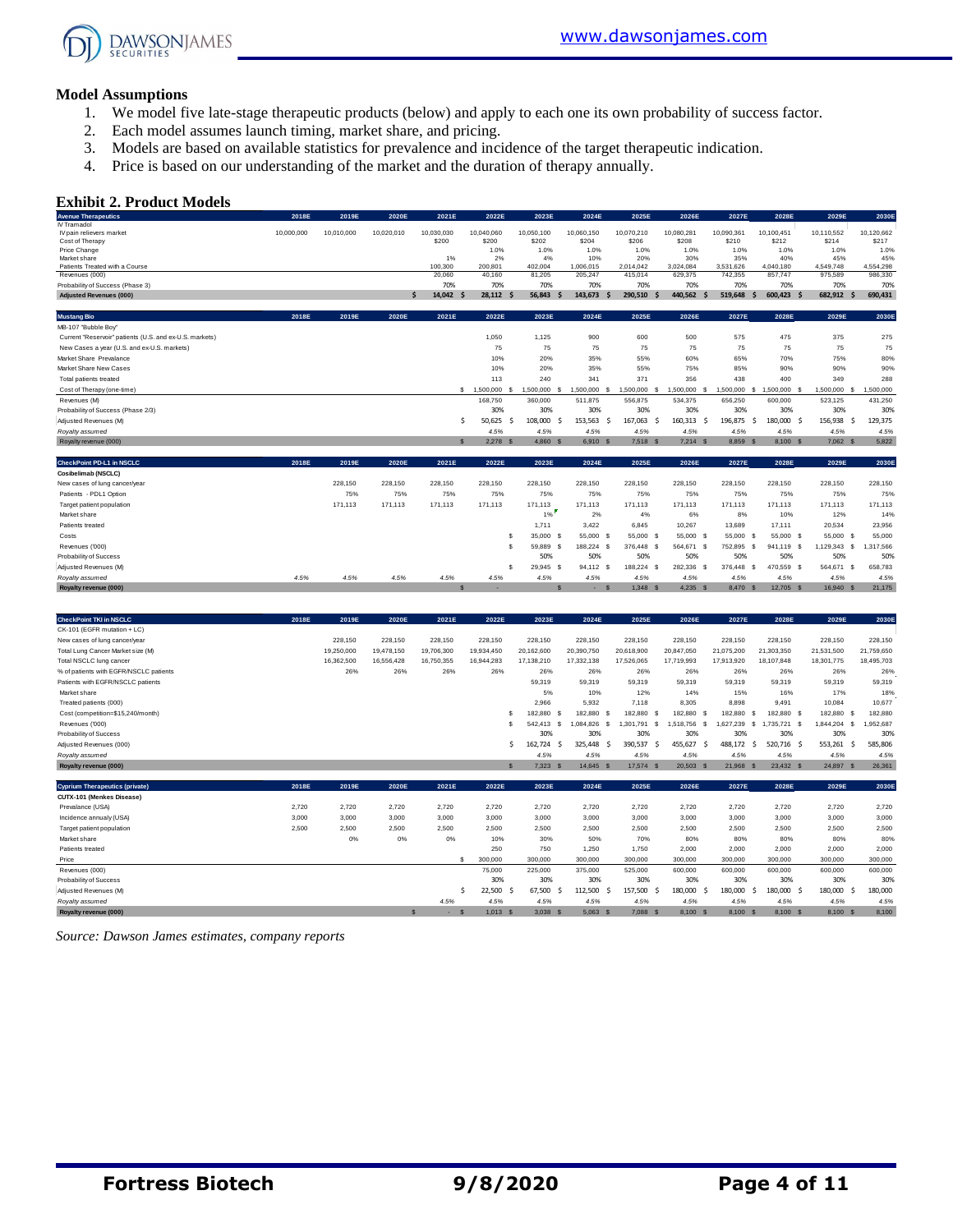## Model Assumptions

1. We model five late-stage therapeutic products (below) and apply to each one its own probability of success factor.
2. Each model assumes launch timing, market share, and pricing.
3. Models are based on available statistics for prevalence and incidence of the target therapeutic indication.
4. Price is based on our understanding of the market and the duration of therapy annually.

## Exhibit 2. Product Models

| Avenue Therapeutics | 2018E | 2019E | 2020E | 2021E | 2022E | 2023E | 2024E | 2025E | 2026E | 2027E | 2028E | 2029E | 2030E |
|---|---|---|---|---|---|---|---|---|---|---|---|---|---|
| IV Tramadol | | | | | | | | | | | | | |
| IV pain relievers market | 10,000,000 | 10,010,000 | 10,020,010 | 10,030,030 | 10,040,060 | 10,050,100 | 10,060,150 | 10,070,210 | 10,080,281 | 10,090,361 | 10,100,451 | 10,110,552 | 10,120,662 |
| Cost of Therapy | | | | $200 | $200 | $202 | $204 | $206 | $208 | $210 | $212 | $214 | $217 |
| Price Change | | | | | 1.0% | 1.0% | 1.0% | 1.0% | 1.0% | 1.0% | 1.0% | 1.0% | 1.0% |
| Market share | | | | 1% | 2% | 4% | 10% | 20% | 30% | 35% | 40% | 45% | 45% |
| Patients Treated with a Course | | | | 100,300 | 200,801 | 402,004 | 1,006,015 | 2,014,042 | 3,024,084 | 3,531,626 | 4,040,180 | 4,549,748 | 4,554,298 |
| Revenues (000) | | | | 20,060 | 40,160 | 81,205 | 205,247 | 415,014 | 629,375 | 742,355 | 857,747 | 975,589 | 986,330 |
| Probability of Success (Phase 3) | | | | 70% | 70% | 70% | 70% | 70% | 70% | 70% | 70% | 70% | 70% |
| **Adjusted Revenues (000)** | | | | **$ 14,042** | **$ 28,112** | **$ 56,843** | **$ 143,673** | **$ 290,510** | **$ 440,562** | **$ 519,648** | **$ 600,423** | **$ 682,912** | **$ 690,431** |

| Mustang Bio | 2018E | 2019E | 2020E | 2021E | 2022E | 2023E | 2024E | 2025E | 2026E | 2027E | 2028E | 2029E | 2030E |
|---|---|---|---|---|---|---|---|---|---|---|---|---|---|
| MB-107 "Bubble Boy" | | | | | | | | | | | | | |
| Current "Reservoir" patients (U.S. and ex-U.S. markets) | | | | | 1,050 | 1,125 | 900 | 600 | 500 | 575 | 475 | 375 | 275 |
| New Cases a year (U.S. and ex-U.S. markets) | | | | | 75 | 75 | 75 | 75 | 75 | 75 | 75 | 75 | 75 |
| Market Share Prevalence | | | | | 10% | 20% | 35% | 55% | 60% | 65% | 70% | 75% | 80% |
| Market Share New Cases | | | | | 10% | 20% | 35% | 55% | 75% | 85% | 90% | 90% | 90% |
| Total patients treated | | | | | 113 | 240 | 341 | 371 | 356 | 438 | 400 | 349 | 288 |
| Cost of Therapy (one-time) | | | | | $ 1,500,000 | $ 1,500,000 | $ 1,500,000 | $ 1,500,000 | $ 1,500,000 | $ 1,500,000 | $ 1,500,000 | $ 1,500,000 | $ 1,500,000 |
| Revenues (M) | | | | | 168,750 | 360,000 | 511,875 | 556,875 | 534,375 | 656,250 | 600,000 | 523,125 | 431,250 |
| Probability of Success (Phase 2/3) | | | | | 30% | 30% | 30% | 30% | 30% | 30% | 30% | 30% | 30% |
| Adjusted Revenues (M) | | | | | $ 50,625 | $ 108,000 | $ 153,563 | $ 167,063 | $ 160,313 | $ 196,875 | $ 180,000 | $ 156,938 | $ 129,375 |
| *Royalty assumed* | | | | | *4.5%* | *4.5%* | *4.5%* | *4.5%* | *4.5%* | *4.5%* | *4.5%* | *4.5%* | *4.5%* |
| Royalty revenue (000) | | | | | $ 2,278 | $ 4,860 | $ 6,910 | $ 7,518 | $ 7,214 | $ 8,859 | $ 8,100 | $ 7,062 | $ 5,822 |

| CheckPoint PD-L1 in NSCLC | 2018E | 2019E | 2020E | 2021E | 2022E | 2023E | 2024E | 2025E | 2026E | 2027E | 2028E | 2029E | 2030E |
|---|---|---|---|---|---|---|---|---|---|---|---|---|---|
| **Cosibelimab (NSCLC)** | | | | | | | | | | | | | |
| New cases of lung cancer/year | | 228,150 | 228,150 | 228,150 | 228,150 | 228,150 | 228,150 | 228,150 | 228,150 | 228,150 | 228,150 | 228,150 | 228,150 |
| Patients - PDL1 Option | | 75% | 75% | 75% | 75% | 75% | 75% | 75% | 75% | 75% | 75% | 75% | 75% |
| Target patient population | | 171,113 | 171,113 | 171,113 | 171,113 | 171,113 | 171,113 | 171,113 | 171,113 | 171,113 | 171,113 | 171,113 | 171,113 |
| Market share | | | | | | 1% | 2% | 4% | 6% | 8% | 10% | 12% | 14% |
| Patients treated | | | | | | 1,711 | 3,422 | 6,845 | 10,267 | 13,689 | 17,111 | 20,534 | 23,956 |
| Costs | | | | | | $ 35,000 | $ 55,000 | $ 55,000 | $ 55,000 | $ 55,000 | $ 55,000 | $ 55,000 | $ 55,000 |
| Revenues ('000) | | | | | | $ 59,889 | $ 188,224 | $ 376,448 | $ 564,671 | $ 752,895 | $ 941,119 | $ 1,129,343 | $ 1,317,566 |
| Probability of Success | | | | | | 50% | 50% | 50% | 50% | 50% | 50% | 50% | 50% |
| Adjusted Revenues (M) | | | | | | $ 29,945 | $ 94,112 | $ 188,224 | $ 282,336 | $ 376,448 | $ 470,559 | $ 564,671 | $ 658,783 |
| *Royalty assumed* | *4.5%* | *4.5%* | *4.5%* | *4.5%* | *4.5%* | *4.5%* | *4.5%* | *4.5%* | *4.5%* | *4.5%* | *4.5%* | *4.5%* | *4.5%* |
| **Royalty revenue (000)** | | | | | **$ -** | | **$ -** | **$ 1,348** | **$ 4,235** | **$ 8,470** | **$ 12,705** | **$ 16,940** | **$ 21,175** |

| CheckPoint TKI in NSCLC | 2018E | 2019E | 2020E | 2021E | 2022E | 2023E | 2024E | 2025E | 2026E | 2027E | 2028E | 2029E | 2030E |
|---|---|---|---|---|---|---|---|---|---|---|---|---|---|
| CK-101 (EGFR mutation + LC) | | | | | | | | | | | | | |
| New cases of lung cancer/year | | 228,150 | 228,150 | 228,150 | 228,150 | 228,150 | 228,150 | 228,150 | 228,150 | 228,150 | 228,150 | 228,150 | 228,150 |
| Total Lung Cancer Market size (M) | | 19,250,000 | 19,478,150 | 19,706,300 | 19,934,450 | 20,162,600 | 20,390,750 | 20,618,900 | 20,847,050 | 21,075,200 | 21,303,350 | 21,531,500 | 21,759,650 |
| Total NSCLC lung cancer | | 16,362,500 | 16,556,428 | 16,750,355 | 16,944,283 | 17,138,210 | 17,332,138 | 17,526,065 | 17,719,993 | 17,913,920 | 18,107,848 | 18,301,775 | 18,495,703 |
| % of patients with EGFR/NSCLC patients | | 26% | 26% | 26% | 26% | 26% | 26% | 26% | 26% | 26% | 26% | 26% | 26% |
| Patients with EGFR/NSCLC patients | | | | | | 59,319 | 59,319 | 59,319 | 59,319 | 59,319 | 59,319 | 59,319 | 59,319 |
| Market share | | | | | | 5% | 10% | 12% | 14% | 15% | 16% | 17% | 18% |
| Treated patients (000) | | | | | | 2,966 | 5,932 | 7,118 | 8,305 | 8,898 | 9,491 | 10,084 | 10,677 |
| Cost (competition=$15,240/month) | | | | | | $ 182,880 | $ 182,880 | $ 182,880 | $ 182,880 | $ 182,880 | $ 182,880 | $ 182,880 | $ 182,880 |
| Revenues ('000) | | | | | | $ 542,413 | $ 1,084,826 | $ 1,301,791 | $ 1,518,756 | $ 1,627,239 | $ 1,735,721 | $ 1,844,204 | $ 1,952,687 |
| Probability of Success | | | | | | 30% | 30% | 30% | 30% | 30% | 30% | 30% | 30% |
| Adjusted Revenues (000) | | | | | | $ 162,724 | $ 325,448 | $ 390,537 | $ 455,627 | $ 488,172 | $ 520,716 | $ 553,261 | $ 585,806 |
| *Royalty assumed* | | | | | | *4.5%* | *4.5%* | *4.5%* | *4.5%* | *4.5%* | *4.5%* | *4.5%* | *4.5%* |
| **Royalty revenue (000)** | | | | | | **$ 7,323** | **$ 14,645** | **$ 17,574** | **$ 20,503** | **$ 21,968** | **$ 23,432** | **$ 24,897** | **$ 26,361** |

| Cyprium Therapeutics (private) | 2018E | 2019E | 2020E | 2021E | 2022E | 2023E | 2024E | 2025E | 2026E | 2027E | 2028E | 2029E | 2030E |
|---|---|---|---|---|---|---|---|---|---|---|---|---|---|
| **CUTX-101 (Menkes Disease)** | | | | | | | | | | | | | |
| Prevalance (USA) | 2,720 | 2,720 | 2,720 | 2,720 | 2,720 | 2,720 | 2,720 | 2,720 | 2,720 | 2,720 | 2,720 | 2,720 | 2,720 |
| Incidence annualy (USA) | 3,000 | 3,000 | 3,000 | 3,000 | 3,000 | 3,000 | 3,000 | 3,000 | 3,000 | 3,000 | 3,000 | 3,000 | 3,000 |
| Target patient population | 2,500 | 2,500 | 2,500 | 2,500 | 2,500 | 2,500 | 2,500 | 2,500 | 2,500 | 2,500 | 2,500 | 2,500 | 2,500 |
| Market share | | 0% | 0% | 0% | 10% | 30% | 50% | 70% | 80% | 80% | 80% | 80% | 80% |
| Patients treated | | | | | 250 | 750 | 1,250 | 1,750 | 2,000 | 2,000 | 2,000 | 2,000 | 2,000 |
| Price | | | | | $ 300,000 | 300,000 | 300,000 | 300,000 | 300,000 | 300,000 | 300,000 | 300,000 | 300,000 |
| Revenues (000) | | | | | 75,000 | 225,000 | 375,000 | 525,000 | 600,000 | 600,000 | 600,000 | 600,000 | 600,000 |
| Probability of Success | | | | | 30% | 30% | 30% | 30% | 30% | 30% | 30% | 30% | 30% |
| Adjusted Revenues (M) | | | | | $ 22,500 | $ 67,500 | $ 112,500 | $ 157,500 | $ 180,000 | $ 180,000 | $ 180,000 | $ 180,000 | $ 180,000 |
| *Royalty assumed* | | | | *4.5%* | *4.5%* | *4.5%* | *4.5%* | *4.5%* | *4.5%* | *4.5%* | *4.5%* | *4.5%* | *4.5%* |
| **Royalty revenue (000)** | | | | **$ -** | **$ 1,013** | **$ 3,038** | **$ 5,063** | **$ 7,088** | **$ 8,100** | **$ 8,100** | **$ 8,100** | **$ 8,100** | **$ 8,100** |

*Source: Dawson James estimates, company reports*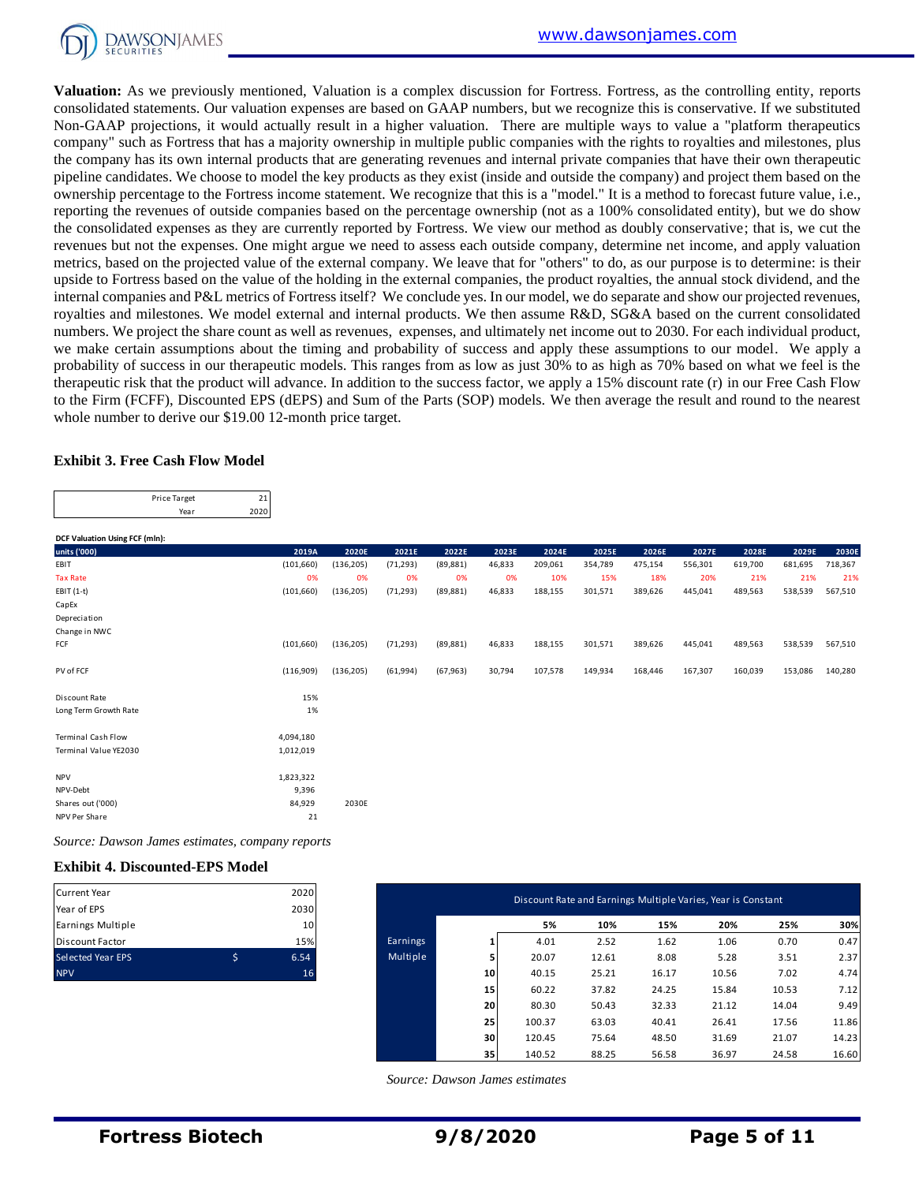**Valuation:** As we previously mentioned, Valuation is a complex discussion for Fortress. Fortress, as the controlling entity, reports consolidated statements. Our valuation expenses are based on GAAP numbers, but we recognize this is conservative. If we substituted Non-GAAP projections, it would actually result in a higher valuation. There are multiple ways to value a "platform therapeutics company" such as Fortress that has a majority ownership in multiple public companies with the rights to royalties and milestones, plus the company has its own internal products that are generating revenues and internal private companies that have their own therapeutic pipeline candidates. We choose to model the key products as they exist (inside and outside the company) and project them based on the ownership percentage to the Fortress income statement. We recognize that this is a "model." It is a method to forecast future value, i.e., reporting the revenues of outside companies based on the percentage ownership (not as a 100% consolidated entity), but we do show the consolidated expenses as they are currently reported by Fortress. We view our method as doubly conservative; that is, we cut the revenues but not the expenses. One might argue we need to assess each outside company, determine net income, and apply valuation metrics, based on the projected value of the external company. We leave that for "others" to do, as our purpose is to determine: is their upside to Fortress based on the value of the holding in the external companies, the product royalties, the annual stock dividend, and the internal companies and P&L metrics of Fortress itself? We conclude yes. In our model, we do separate and show our projected revenues, royalties and milestones. We model external and internal products. We then assume R&D, SG&A based on the current consolidated numbers. We project the share count as well as revenues, expenses, and ultimately net income out to 2030. For each individual product, we make certain assumptions about the timing and probability of success and apply these assumptions to our model. We apply a probability of success in our therapeutic models. This ranges from as low as just 30% to as high as 70% based on what we feel is the therapeutic risk that the product will advance. In addition to the success factor, we apply a 15% discount rate (r) in our Free Cash Flow to the Firm (FCFF), Discounted EPS (dEPS) and Sum of the Parts (SOP) models. We then average the result and round to the nearest whole number to derive our $19.00 12-month price target.

### Exhibit 3. Free Cash Flow Model

| | |
|---|---|
| Price Target | 21 |
| Year | 2020 |

**DCF Valuation Using FCF (mln):**

| units ('000) | 2019A | 2020E | 2021E | 2022E | 2023E | 2024E | 2025E | 2026E | 2027E | 2028E | 2029E | 2030E |
|---|---|---|---|---|---|---|---|---|---|---|---|---|
| EBIT | (101,660) | (136,205) | (71,293) | (89,881) | 46,833 | 209,061 | 354,789 | 475,154 | 556,301 | 619,700 | 681,695 | 718,367 |
| Tax Rate | 0% | 0% | 0% | 0% | 0% | 10% | 15% | 18% | 20% | 21% | 21% | 21% |
| EBIT (1-t) | (101,660) | (136,205) | (71,293) | (89,881) | 46,833 | 188,155 | 301,571 | 389,626 | 445,041 | 489,563 | 538,539 | 567,510 |
| CapEx | | | | | | | | | | | | |
| Depreciation | | | | | | | | | | | | |
| Change in NWC | | | | | | | | | | | | |
| FCF | (101,660) | (136,205) | (71,293) | (89,881) | 46,833 | 188,155 | 301,571 | 389,626 | 445,041 | 489,563 | 538,539 | 567,510 |
| PV of FCF | (116,909) | (136,205) | (61,994) | (67,963) | 30,794 | 107,578 | 149,934 | 168,446 | 167,307 | 160,039 | 153,086 | 140,280 |
| Discount Rate | 15% | | | | | | | | | | | |
| Long Term Growth Rate | 1% | | | | | | | | | | | |
| Terminal Cash Flow | 4,094,180 | | | | | | | | | | | |
| Terminal Value YE2030 | 1,012,019 | | | | | | | | | | | |
| NPV | 1,823,322 | | | | | | | | | | | |
| NPV-Debt | 9,396 | | | | | | | | | | | |
| Shares out ('000) | 84,929 | 2030E | | | | | | | | | | |
| NPV Per Share | 21 | | | | | | | | | | | |

*Source: Dawson James estimates, company reports*

### Exhibit 4. Discounted-EPS Model

| | | |
|---|---|---|
| Current Year | | 2020 |
| Year of EPS | | 2030 |
| Earnings Multiple | | 10 |
| Discount Factor | | 15% |
| Selected Year EPS | $ | 6.54 |
| NPV | | 16 |

| Discount Rate and Earnings Multiple Varies, Year is Constant | | 5% | 10% | 15% | 20% | 25% | 30% |
|---|---|---|---|---|---|---|---|
| Earnings Multiple | 1 | 4.01 | 2.52 | 1.62 | 1.06 | 0.70 | 0.47 |
| | 5 | 20.07 | 12.61 | 8.08 | 5.28 | 3.51 | 2.37 |
| | 10 | 40.15 | 25.21 | 16.17 | 10.56 | 7.02 | 4.74 |
| | 15 | 60.22 | 37.82 | 24.25 | 15.84 | 10.53 | 7.12 |
| | 20 | 80.30 | 50.43 | 32.33 | 21.12 | 14.04 | 9.49 |
| | 25 | 100.37 | 63.03 | 40.41 | 26.41 | 17.56 | 11.86 |
| | 30 | 120.45 | 75.64 | 48.50 | 31.69 | 21.07 | 14.23 |
| | 35 | 140.52 | 88.25 | 56.58 | 36.97 | 24.58 | 16.60 |

*Source: Dawson James estimates*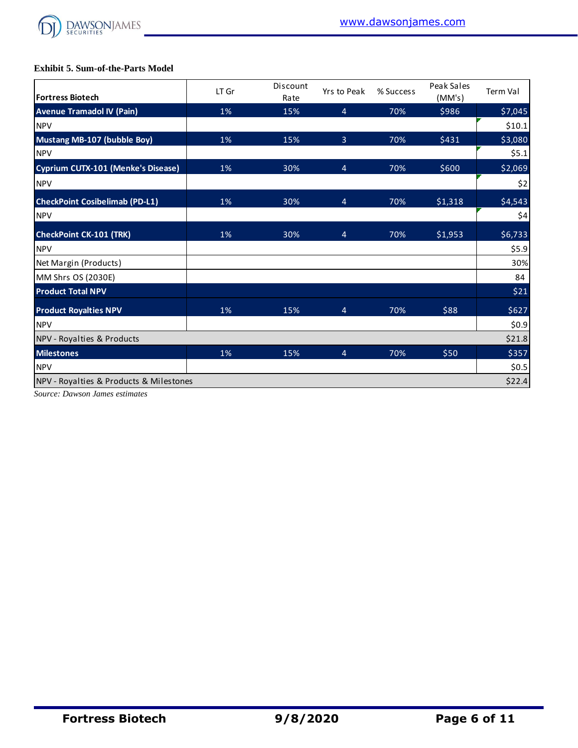**Exhibit 5. Sum-of-the-Parts Model**

| Fortress Biotech | LT Gr | Discount Rate | Yrs to Peak | % Success | Peak Sales (MM's) | Term Val |
|---|---|---|---|---|---|---|
| **Avenue Tramadol IV (Pain)** | 1% | 15% | 4 | 70% | $986 | $7,045 |
| NPV | | | | | | $10.1 |
| **Mustang MB-107 (bubble Boy)** | 1% | 15% | 3 | 70% | $431 | $3,080 |
| NPV | | | | | | $5.1 |
| **Cyprium CUTX-101 (Menke's Disease)** | 1% | 30% | 4 | 70% | $600 | $2,069 |
| NPV | | | | | | $2 |
| **CheckPoint Cosibelimab (PD-L1)** | 1% | 30% | 4 | 70% | $1,318 | $4,543 |
| NPV | | | | | | $4 |
| **CheckPoint CK-101 (TRK)** | 1% | 30% | 4 | 70% | $1,953 | $6,733 |
| NPV | | | | | | $5.9 |
| Net Margin (Products) | | | | | | 30% |
| MM Shrs OS (2030E) | | | | | | 84 |
| **Product Total NPV** | | | | | | $21 |
| **Product Royalties NPV** | 1% | 15% | 4 | 70% | $88 | $627 |
| NPV | | | | | | $0.9 |
| NPV - Royalties & Products | | | | | | $21.8 |
| **Milestones** | 1% | 15% | 4 | 70% | $50 | $357 |
| NPV | | | | | | $0.5 |
| NPV - Royalties & Products & Milestones | | | | | | $22.4 |

*Source: Dawson James estimates*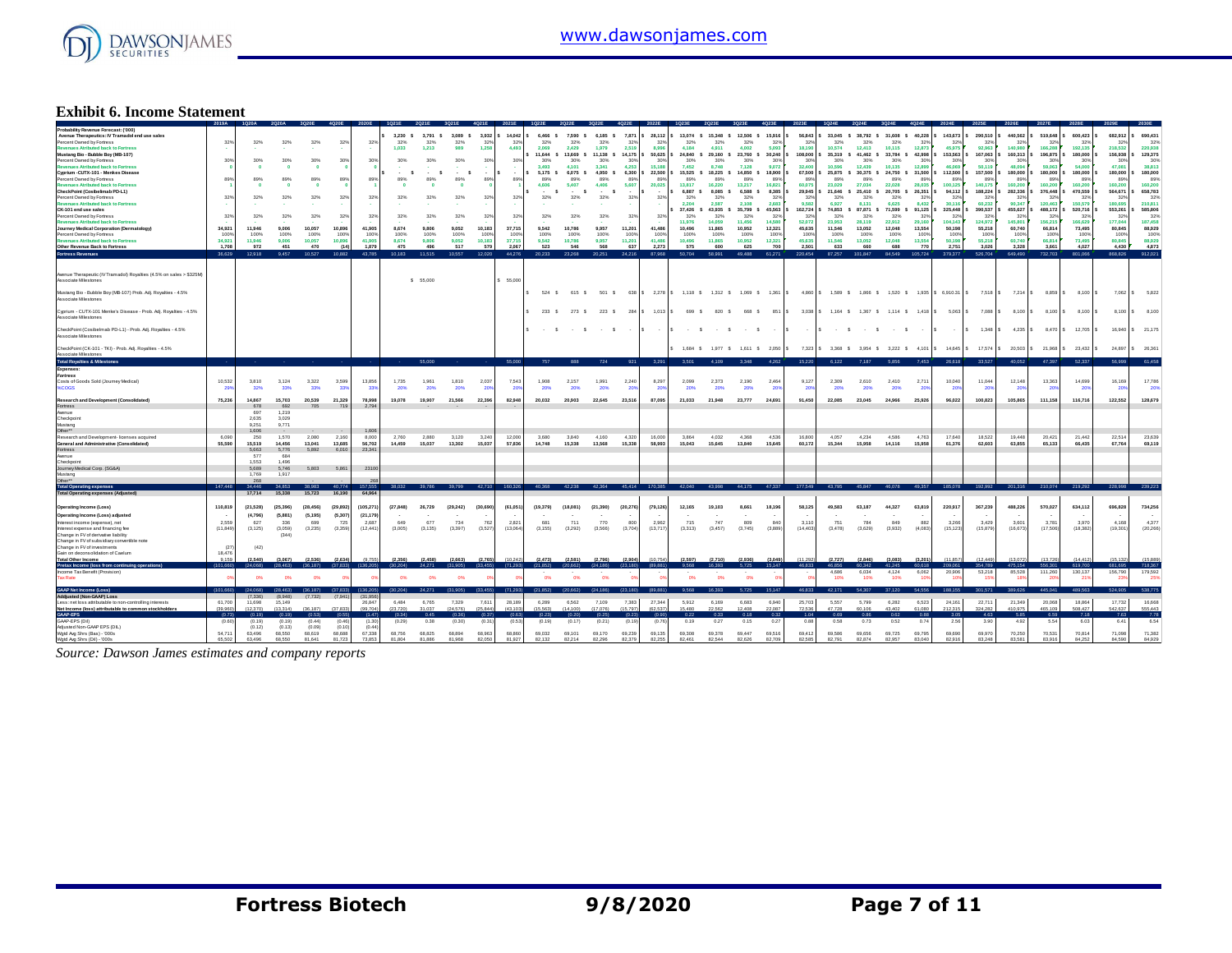# Exhibit 6. Income Statement

| | 2019A | 1Q20A | 2Q20A | 3Q20E | 4Q20E | 2020E | 1Q21E | 2Q21E | 3Q21E | 4Q21E | 2021E | 1Q22E | 2Q22E | 3Q22E | 4Q22E | 2022E | 1Q23E | 2Q23E | 3Q23E | 4Q23E | 2023E | 1Q24E | 2Q24E | 3Q24E | 4Q24E | 2024E | 2025E | 2026E | 2027E | 2028E | 2029E | 2030E |
|---|---|---|---|---|---|---|---|---|---|---|---|---|---|---|---|---|---|---|---|---|---|---|---|---|---|---|---|---|---|---|---|---|
| **Probability Revenue Forecast: ('000)** | | | | | | | | | | | | | | | | | | | | | | | | | | | | | | | | |
| **Avenue Therapeutics: IV Tramadol end use sales** | | | | | | | $ 3,230 | $ 3,791 | $ 3,089 | $ 3,932 | $ 14,042 | $ 6,466 | $ 7,590 | $ 6,185 | $ 7,871 | $ 28,112 | $ 13,074 | $ 15,348 | $ 12,506 | $ 15,916 | $ 56,843 | $ 33,045 | $ 38,792 | $ 31,608 | $ 40,228 | $ 143,673 | $ 290,510 | $ 440,562 | $ 519,648 | $ 600,423 | $ 682,912 | $ 690,431 |
| Percent Owned by Fortress | 32% | 32% | 32% | 32% | 32% | 32% | 32% | 32% | 32% | 32% | 32% | 32% | 32% | 32% | 32% | 32% | 32% | 32% | 32% | 32% | 32% | 32% | 32% | 32% | 32% | 32% | 32% | 32% | 32% | 32% | 32% | 32% |
| Revenues Attributed back to Fortress | - | - | - | - | - | - | 1,033 | 1,213 | 988 | 1,258 | 4,493 | 2,069 | 2,429 | 1,979 | 2,519 | 8,996 | 4,184 | 4,911 | 4,002 | 5,093 | 18,190 | 10,574 | 12,413 | 10,115 | 12,873 | 45,975 | 92,963 | 140,980 | 166,288 | 192,135 | 218,532 | 220,938 |
| **Mustang Bio - Bubble Boy (MB-107)** | | | | | | | | | | | | $ 11,644 | $ 13,669 | $ 11,138 | $ 14,175 | $ 50,625 | $ 24,840 | $ 29,160 | $ 23,760 | $ 30,240 | $ 108,000 | $ 35,319 | $ 41,462 | $ 33,784 | $ 42,998 | $ 153,563 | $ 167,063 | $ 160,313 | $ 196,875 | $ 180,000 | $ 156,938 | $ 129,375 |
| Percent Owned by Fortress | 30% | 30% | 30% | 30% | 30% | 30% | 30% | 30% | 30% | 30% | 30% | 30% | 30% | 30% | 30% | 30% | 30% | 30% | 30% | 30% | 30% | 30% | 30% | 30% | 30% | 30% | 30% | 30% | 30% | 30% | 30% | 30% |
| Revenues Attributed back to Fortress | 0 | 0 | 0 | 0 | 0 | 0 | - | - | - | - | - | 3,493 | 4,101 | 3,341 | 4,253 | 15,188 | 7,452 | 8,748 | 7,128 | 9,072 | 32,400 | 10,596 | 12,439 | 10,135 | 12,899 | 46,069 | 50,119 | 48,094 | 59,063 | 54,000 | 47,081 | 38,813 |
| **Cyprium - CUTX-101 - Menkes Disease** | | | | | | | $ - | $ - | $ - | $ - | - | $ 5,175 | $ 6,075 | $ 4,950 | $ 6,300 | $ 22,500 | $ 15,525 | $ 18,225 | $ 14,850 | $ 18,900 | $ 67,500 | $ 25,875 | $ 30,375 | $ 24,750 | $ 31,500 | $ 112,500 | $ 157,500 | $ 180,000 | $ 180,000 | $ 180,000 | $ 180,000 | $ 180,000 |
| Percent Owned by Fortress | 89% | 89% | 89% | 89% | 89% | 89% | 89% | 89% | 89% | 89% | 89% | 89% | 89% | 89% | 89% | 89% | 89% | 89% | 89% | 89% | 89% | 89% | 89% | 89% | 89% | 89% | 89% | 89% | 89% | 89% | 89% | 89% |
| Revenues Attributed back to Fortress | 1 | 0 | 0 | 0 | 0 | 1 | 0 | 0 | 0 | 0 | 1 | 4,606 | 5,407 | 4,406 | 5,607 | 20,025 | 13,817 | 16,220 | 13,217 | 16,821 | 60,075 | 23,029 | 27,034 | 22,028 | 28,035 | 100,125 | 140,175 | 160,200 | 160,200 | 160,200 | 160,200 | 160,200 |
| **CheckPoint (Cosibelimab PD-L1)** | | | | | | | | | | | | $ - | $ - | $ - | $ - | - | $ 6,887 | $ 8,085 | $ 6,588 | $ 8,385 | $ 29,945 | $ 21,646 | $ 25,410 | $ 20,705 | $ 26,351 | $ 94,112 | $ 188,224 | $ 282,336 | $ 376,448 | $ 470,559 | $ 564,671 | $ 658,783 |
| Percent Owned by Fortress | 32% | 32% | 32% | 32% | 32% | 32% | 32% | 32% | 32% | 32% | 32% | 32% | 32% | 32% | 32% | 32% | 32% | 32% | 32% | 32% | 32% | 32% | 32% | 32% | 32% | 32% | 32% | 32% | 32% | 32% | 32% | 32% |
| Revenues Attributed back to Fortress | - | - | - | - | - | - | - | - | - | - | - | - | - | - | - | - | 2,204 | 2,587 | 2,108 | 2,683 | 9,582 | 6,927 | 8,131 | 6,625 | 8,432 | 30,116 | 60,232 | 90,347 | 120,463 | 150,579 | 180,695 | 210,811 |
| **CK-101 end use sales** | | | | | | | | | | | | | | | | | $ 37,426 | $ 43,935 | $ 35,799 | $ 45,563 | $ 162,724 | $ 74,853 | $ 87,871 | $ 71,599 | $ 91,125 | $ 325,448 | $ 390,537 | $ 455,627 | $ 488,172 | $ 520,716 | $ 553,261 | $ 585,806 |
| Percent Owned by Fortress | 32% | 32% | 32% | 32% | 32% | 32% | 32% | 32% | 32% | 32% | 32% | 32% | 32% | 32% | 32% | 32% | 32% | 32% | 32% | 32% | 32% | 32% | 32% | 32% | 32% | 32% | 32% | 32% | 32% | 32% | 32% | 32% |
| Revenues Attributed back to Fortress | | | | | | | | | | | | | | | | | 11,976 | 14,059 | 11,456 | 14,580 | 52,072 | 23,953 | 28,119 | 22,912 | 29,160 | 104,143 | 124,972 | 145,801 | 156,215 | 166,629 | 177,044 | 187,458 |
| **Journey Medical Corporation (Dermatology)** | 34,921 | 11,946 | 9,006 | 10,057 | 10,896 | 41,905 | 8,674 | 9,806 | 9,052 | 10,183 | 37,715 | 9,542 | 10,786 | 9,957 | 11,201 | 41,486 | 10,496 | 11,865 | 10,952 | 12,321 | 45,635 | 11,546 | 13,052 | 12,048 | 13,554 | 50,198 | 55,218 | 60,740 | 66,814 | 73,495 | 80,845 | 88,929 |
| Percent Owned by Fortress | 100% | 100% | 100% | 100% | 100% | 100% | 100% | 100% | 100% | 100% | 100% | 100% | 100% | 100% | 100% | 100% | 100% | 100% | 100% | 100% | 100% | 100% | 100% | 100% | 100% | 100% | 100% | 100% | 100% | 100% | 100% | 100% |
| Revenues Attributed back to Fortress | 34,921 | 11,946 | 9,006 | 10,057 | 10,896 | 41,905 | 8,674 | 9,806 | 9,052 | 10,183 | 37,715 | 9,542 | 10,786 | 9,957 | 11,201 | 41,486 | 10,496 | 11,865 | 10,952 | 12,321 | 45,635 | 11,546 | 13,052 | 12,048 | 13,554 | 50,198 | 55,218 | 60,740 | 66,814 | 73,495 | 80,845 | 88,929 |
| **Other Revenue Back to Fortress** | 1,708 | 972 | 451 | 470 | (14) | 1,879 | 475 | 496 | 517 | 579 | 2,067 | 523 | 546 | 568 | 637 | 2,273 | 575 | 600 | 625 | 700 | 2,501 | 633 | 660 | 688 | 770 | 2,751 | 3,026 | 3,328 | 3,661 | 4,027 | 4,430 | 4,873 |
| **Fortress Revenues** | 36,629 | 12,918 | 9,457 | 10,527 | 10,882 | 43,785 | 10,183 | 11,515 | 10,557 | 12,020 | 44,276 | 20,233 | 23,268 | 20,251 | 24,216 | 87,968 | 50,704 | 58,991 | 49,488 | 61,271 | 220,454 | 87,257 | 101,847 | 84,549 | 105,724 | 379,377 | 526,704 | 649,490 | 732,703 | 801,066 | 868,828 | 912,021 |
| Avenue Therapeutic (IV Tramadol) Royalties (4.5% on sales > $325M) | | | | | | | | | | | | | | | | | | | | | | | | | | | | | | | | |
| Associate Milestones | | | | | | | | $ 55,000 | | | $ 55,000 | | | | | | | | | | | | | | | | | | | | | |
| Mustang Bio - Bubble Boy (MB-107) Prob. Adj. Royalties - 4.5% | | | | | | | | | | | | $ 524 | $ 615 | $ 501 | $ 638 | $ 2,278 | $ 1,118 | $ 1,312 | $ 1,069 | $ 1,361 | $ 4,860 | $ 1,589 | $ 1,866 | $ 1,520 | $ 1,935 | $ 6,910.31 | $ 7,518 | $ 7,214 | $ 8,859 | $ 8,100 | $ 7,062 | $ 5,822 |
| Associate Milestones | | | | | | | | | | | | | | | | | | | | | | | | | | | | | | | | |
| Cyprium - CUTX-101 Menke's Disease - Prob. Adj. Royalties - 4.5% | | | | | | | | | | | | $ 233 | $ 273 | $ 223 | $ 284 | $ 1,013 | $ 699 | $ 820 | $ 668 | $ 851 | $ 3,038 | $ 1,164 | $ 1,367 | $ 1,114 | $ 1,418 | $ 5,063 | $ 7,088 | $ 8,100 | $ 8,100 | $ 8,100 | $ 8,100 | $ 8,100 |
| Associate Milestones | | | | | | | | | | | | | | | | | | | | | | | | | | | | | | | | |
| CheckPoint (Cosibelimab PD-L1) Prob. Adj. Royalties - 4.5% | | | | | | | | | | | | $ - | $ - | $ - | $ - | $ - | $ - | $ - | $ - | $ - | $ - | $ - | $ - | $ - | $ - | $ - | $ 1,348 | $ 4,235 | $ 8,470 | $ 12,705 | $ 16,940 | $ 21,175 |
| Associate Milestones | | | | | | | | | | | | | | | | | | | | | | | | | | | | | | | | |
| CheckPoint (CK-101 - TKI) - Prob. Adj. Royalties - 4.5% | | | | | | | | | | | | | | | | | $ 1,684 | $ 1,977 | $ 1,611 | $ 2,050 | $ 7,323 | $ 3,368 | $ 3,954 | $ 3,222 | $ 4,101 | $ 14,645 | $ 17,574 | $ 20,503 | $ 21,968 | $ 23,432 | $ 24,897 | $ 26,361 |
| Associate Milestones | | | | | | | | | | | | | | | | | | | | | | | | | | | | | | | | |
| **Total Royalties & Milestones** | - | - | - | - | - | - | - | 55,000 | - | - | 55,000 | 757 | 888 | 724 | 921 | 3,291 | 3,501 | 4,109 | 3,348 | 4,262 | 15,220 | 6,122 | 7,187 | 5,856 | 7,453 | 26,618 | 33,527 | 40,052 | 47,397 | 52,337 | 56,999 | 61,458 |
| **Expenses:** | | | | | | | | | | | | | | | | | | | | | | | | | | | | | | | | |
| **Fortress** | | | | | | | | | | | | | | | | | | | | | | | | | | | | | | | | |
| Costs of Goods Sold (Journey Medical) | 10,532 | 3,810 | 3,124 | 3,322 | 3,599 | 13,856 | 1,735 | 1,961 | 1,810 | 2,037 | 7,543 | 1,908 | 2,157 | 1,991 | 2,240 | 8,297 | 2,099 | 2,373 | 2,190 | 2,464 | 9,127 | 2,309 | 2,610 | 2,410 | 2,711 | 10,040 | 11,044 | 12,148 | 13,363 | 14,699 | 16,169 | 17,786 |
| %COGS | 29% | 32% | 35% | 33% | 33% | 33% | 20% | 20% | 20% | 20% | 20% | 20% | 20% | 20% | 20% | 20% | 20% | 20% | 20% | 20% | 20% | 20% | 20% | 20% | 20% | 20% | 20% | 20% | 20% | 20% | 20% | 20% |
| **Research and Development (Consolidated)** | 75,236 | 14,867 | 15,703 | 20,539 | 21,329 | 78,998 | 19,078 | 19,907 | 21,566 | 22,396 | 82,948 | 20,032 | 20,903 | 22,645 | 23,516 | 87,095 | 21,033 | 21,948 | 23,777 | 24,691 | 91,450 | 22,085 | 23,045 | 24,966 | 25,926 | 96,022 | 100,823 | 105,865 | 111,158 | 116,716 | 122,552 | 128,679 |
| Fortress | | 678 | 692 | 705 | 719 | 2,794 | - | - | - | - | - | | | | | | | | | | | | | | | | | | | | | |
| Avenue | | 697 | 1,219 | | | | | | | | | | | | | | | | | | | | | | | | | | | | | |
| Checkpoint | | 2,635 | 3,029 | | | | | | | | | | | | | | | | | | | | | | | | | | | | | |
| Mustang | | 9,251 | 9,771 | | | | | | | | | | | | | | | | | | | | | | | | | | | | | |
| Other** | | 1,606 | - | - | - | 1,606 | | | | | | | | | | | | | | | | | | | | | | | | | | |
| Research and Development- licenses acquired | 6,090 | 250 | 1,570 | 2,080 | 2,160 | 8,060 | 2,760 | 2,880 | 3,120 | 3,240 | 12,000 | 3,680 | 3,840 | 4,160 | 4,320 | 16,000 | 3,864 | 4,032 | 4,368 | 4,536 | 16,800 | 4,057 | 4,234 | 4,586 | 4,763 | 17,640 | 18,522 | 19,448 | 20,421 | 21,442 | 22,514 | 23,639 |
| **General and Administrative (Consolidated)** | 55,590 | 15,519 | 14,456 | 13,041 | 13,685 | 56,702 | 14,459 | 15,037 | 13,302 | 15,037 | 57,836 | 14,748 | 15,338 | 13,568 | 15,338 | 58,993 | 15,043 | 15,645 | 13,840 | 15,645 | 60,172 | 15,344 | 15,958 | 14,116 | 15,958 | 61,376 | 62,603 | 63,855 | 65,133 | 66,435 | 67,764 | 69,119 |
| Fortress | | 5,663 | 5,776 | 5,892 | 6,010 | 23,341 | | | | | | | | | | | | | | | | | | | | | | | | | | |
| Avenue | | 577 | 684 | | | | | | | | | | | | | | | | | | | | | | | | | | | | | |
| Checkpoint | | 1,553 | 1,496 | | | | | | | | | | | | | | | | | | | | | | | | | | | | | |
| Journey Medical Corp. (SG&A) | | 5,689 | 5,746 | 5,803 | 5,861 | 23100 | | | | | | | | | | | | | | | | | | | | | | | | | | |
| Mustang | | 1,769 | 1,917 | | | | | | | | | | | | | | | | | | | | | | | | | | | | | |
| Other** | | 268 | | - | - | 268 | | | | | | | | | | | | | | | | | | | | | | | | | | |
| **Total Operating expenses** | 147,448 | 34,446 | 34,853 | 38,983 | 40,774 | 157,555 | 38,032 | 39,786 | 39,799 | 42,710 | 160,326 | 40,368 | 42,238 | 42,364 | 45,414 | 170,385 | 42,040 | 43,998 | 44,175 | 47,337 | 177,549 | 43,795 | 45,847 | 46,078 | 49,357 | 185,078 | 192,992 | 201,316 | 210,074 | 219,292 | 228,998 | 239,223 |
| **Total Operating expenses (Adjusted)** | | 17,714 | 15,338 | 15,723 | 16,190 | 64,964 | | | | | | | | | | | | | | | | | | | | | | | | | | |
| **Operating Income (Loss)** | (110,819) | (21,528) | (25,396) | (28,456) | (29,892) | (105,271) | (27,848) | 26,729 | (29,242) | (30,690) | (61,051) | (19,379) | (18,081) | (21,390) | (20,276) | (79,126) | 12,165 | 19,103 | 8,661 | 18,196 | 58,125 | 49,583 | 63,187 | 44,327 | 63,819 | 220,917 | 367,239 | 488,226 | 570,027 | 634,112 | 696,828 | 734,256 |
| **Operating Income (Loss) adjusted** | - | (4,796) | (5,881) | (5,195) | (5,307) | (21,179) | | | | | | | | | | | | | | | | | | | | | | | | | | |
| Interest income (expense), net | 2,559 | 627 | 336 | 699 | 725 | 2,687 | 649 | 677 | 734 | 762 | 2,821 | 681 | 711 | 770 | 800 | 2,962 | 715 | 747 | 809 | 840 | 3,110 | 751 | 784 | 849 | 882 | 3,266 | 3,429 | 3,601 | 3,781 | 3,970 | 4,168 | 4,377 |
| Interest expense and financing fee | (11,849) | (3,125) | (3,059) | (3,235) | (3,259) | (12,441) | (3,005) | (3,135) | (3,397) | (3,527) | (13,064) | (3,155) | (3,292) | (3,566) | (3,704) | (13,717) | (3,313) | (3,457) | (3,745) | (3,889) | (14,403) | (3,478) | (3,629) | (3,932) | (4,083) | (15,123) | (15,879) | (16,673) | (17,506) | (18,382) | (19,301) | (20,266) |
| Change in FV of derivative liability | | | (344) | | | | | | | | | | | | | | | | | | | | | | | | | | | | | |
| Change in FV of subsidiary convertible note | | | | | | | | | | | | | | | | | | | | | | | | | | | | | | | | |
| Change in FV of investments | (27) | (42) | | | | | | | | | | | | | | | | | | | | | | | | | | | | | | |
| Gain on deconsolidation of Caelum | 18,476 | | | | | | | | | | | | | | | | | | | | | | | | | | | | | | | |
| **Total Other Income** | 9,159 | (2,540) | (3,067) | (2,536) | (2,634) | (9,755) | (2,356) | (2,458) | (2,663) | (2,765) | (10,242) | (2,473) | (2,581) | (2,796) | (2,904) | (10,754) | (2,597) | (2,710) | (2,936) | (3,049) | (11,292) | (2,727) | (2,846) | (3,083) | (3,201) | (11,857) | (12,449) | (13,072) | (13,726) | (14,412) | (15,132) | (15,889) |
| **Pretax Income (loss from continuing operations)** | (101,660) | (24,068) | (28,463) | (36,187) | (37,833) | (136,205) | (30,204) | 24,271 | (31,905) | (33,455) | (71,293) | (21,852) | (20,662) | (24,186) | (23,180) | (89,881) | 9,568 | 16,393 | 5,725 | 15,147 | 46,833 | 46,856 | 60,342 | 41,245 | 60,618 | 209,061 | 354,789 | 475,154 | 556,301 | 619,700 | 681,695 | 718,367 |
| Income Tax Benefit (Provision) | | | | | | | | | | | | | | | | | | | | | | 4,686 | 6,034 | 4,124 | 6,062 | 20,906 | 53,218 | 85,528 | 111,260 | 130,137 | 156,790 | 179,592 |
| Tax Rate | 0% | 0% | 0% | 0% | 0% | 0% | 0% | 0% | 0% | 0% | 0% | 0% | 0% | 0% | 0% | 0% | 0% | 0% | 0% | 0% | 0% | 10% | 10% | 10% | 10% | 10% | 15% | 18% | 20% | 21% | 23% | 25% |
| **GAAP Net Income (Loss)** | (101,660) | (24,068) | (28,463) | (36,187) | (37,833) | (136,205) | (30,204) | 24,271 | (31,905) | (33,455) | (71,293) | (21,852) | (20,662) | (24,186) | (23,180) | (89,881) | 9,568 | 16,393 | 5,725 | 15,147 | 46,833 | 42,171 | 54,307 | 37,120 | 54,556 | 188,155 | 301,571 | 389,626 | 445,041 | 489,563 | 524,905 | 538,775 |
| **Adjusted (Non-GAAP) Loss** | | (7,336) | (8,848) | (7,732) | (7,941) | (31,856) | | | | | | | | | | | | | | | | | | | | | | | | | | |
| Less: net loss attributable to non-controlling interests | 61,700 | 11,698 | 15,149 | | | 26,847 | 6,484 | 6,765 | 7,329 | 7,611 | 28,189 | 6,289 | 6,562 | 7,109 | 7,383 | 27,344 | 5,912 | 6,169 | 6,683 | 6,940 | 25,703 | 5,557 | 5,799 | 6,282 | 6,523 | 24,161 | 22,711 | 21,349 | 20,068 | 18,864 | 17,732 | 16,668 |
| **Net Income (loss) attributable to common stockholders** | (39,960) | (12,370) | (13,314) | (36,187) | (37,833) | (99,704) | (23,720) | 31,037 | (24,576) | (25,844) | (43,103) | (15,563) | (14,100) | (17,076) | (15,797) | (62,537) | 15,480 | 22,562 | 12,408 | 22,087 | 72,536 | 47,728 | 60,106 | 43,402 | 61,080 | 212,315 | 324,282 | 410,975 | 465,109 | 508,427 | 542,637 | 555,443 |
| **GAAP-EPS** | (0.73) | (0.19) | (0.19) | (0.53) | (0.55) | (1.47) | (0.34) | 0.45 | (0.36) | (0.37) | (0.63) | (0.23) | (0.20) | (0.25) | (0.23) | (0.90) | 0.22 | 0.33 | 0.18 | 0.32 | 1.04 | 0.69 | 0.86 | 0.62 | 0.88 | 3.05 | 4.63 | 5.85 | 6.59 | 7.18 | 7.63 | 7.78 |
| GAAP-EPS (Dil) | (0.60) | (0.19) | (0.19) | (0.44) | (0.46) | (1.30) | (0.29) | 0.38 | (0.30) | (0.31) | (0.53) | (0.19) | (0.17) | (0.21) | (0.19) | (0.76) | 0.19 | 0.27 | 0.15 | 0.27 | 0.88 | 0.58 | 0.73 | 0.52 | 0.74 | 2.56 | 3.90 | 4.92 | 5.54 | 6.03 | 6.41 | 6.54 |
| Adjusted Non-GAAP EPS (DIL) | | (0.12) | (0.13) | (0.09) | (0.10) | (0.44) | | | | | | | | | | | | | | | | | | | | | | | | | | |
| Wgtd Avg Shrs (Bas) - '000s | 54,711 | 63,496 | 68,550 | 68,619 | 68,688 | 67,338 | 68,756 | 68,825 | 68,894 | 68,963 | 68,860 | 69,032 | 69,101 | 69,170 | 69,239 | 69,135 | 69,308 | 69,378 | 69,447 | 69,516 | 69,412 | 69,586 | 69,656 | 69,725 | 69,795 | 69,690 | 69,970 | 70,250 | 70,531 | 70,814 | 71,098 | 71,382 |
| Wgtd Avg Shrs (Dil) - '000s | 65,502 | 63,496 | 68,550 | 81,641 | 81,723 | 73,853 | 81,804 | 81,886 | 81,968 | 82,050 | 81,927 | 82,132 | 82,214 | 82,296 | 82,379 | 82,255 | 82,461 | 82,544 | 82,626 | 82,709 | 82,585 | 82,791 | 82,874 | 82,957 | 83,040 | 82,916 | 83,248 | 83,581 | 83,916 | 84,252 | 84,590 | 84,929 |

*Source: Dawson James estimates and company reports*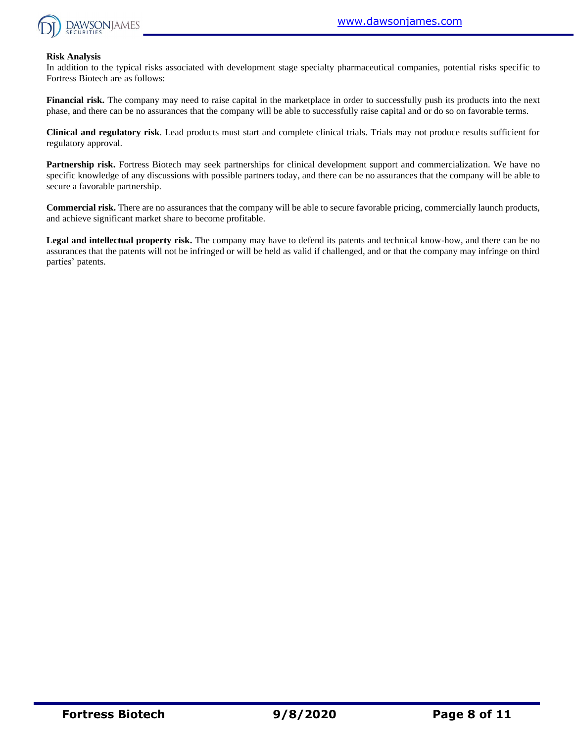**Risk Analysis**

In addition to the typical risks associated with development stage specialty pharmaceutical companies, potential risks specific to Fortress Biotech are as follows:

**Financial risk.** The company may need to raise capital in the marketplace in order to successfully push its products into the next phase, and there can be no assurances that the company will be able to successfully raise capital and or do so on favorable terms.

**Clinical and regulatory risk**. Lead products must start and complete clinical trials. Trials may not produce results sufficient for regulatory approval.

**Partnership risk.** Fortress Biotech may seek partnerships for clinical development support and commercialization. We have no specific knowledge of any discussions with possible partners today, and there can be no assurances that the company will be able to secure a favorable partnership.

**Commercial risk.** There are no assurances that the company will be able to secure favorable pricing, commercially launch products, and achieve significant market share to become profitable.

**Legal and intellectual property risk.** The company may have to defend its patents and technical know-how, and there can be no assurances that the patents will not be infringed or will be held as valid if challenged, and or that the company may infringe on third parties' patents.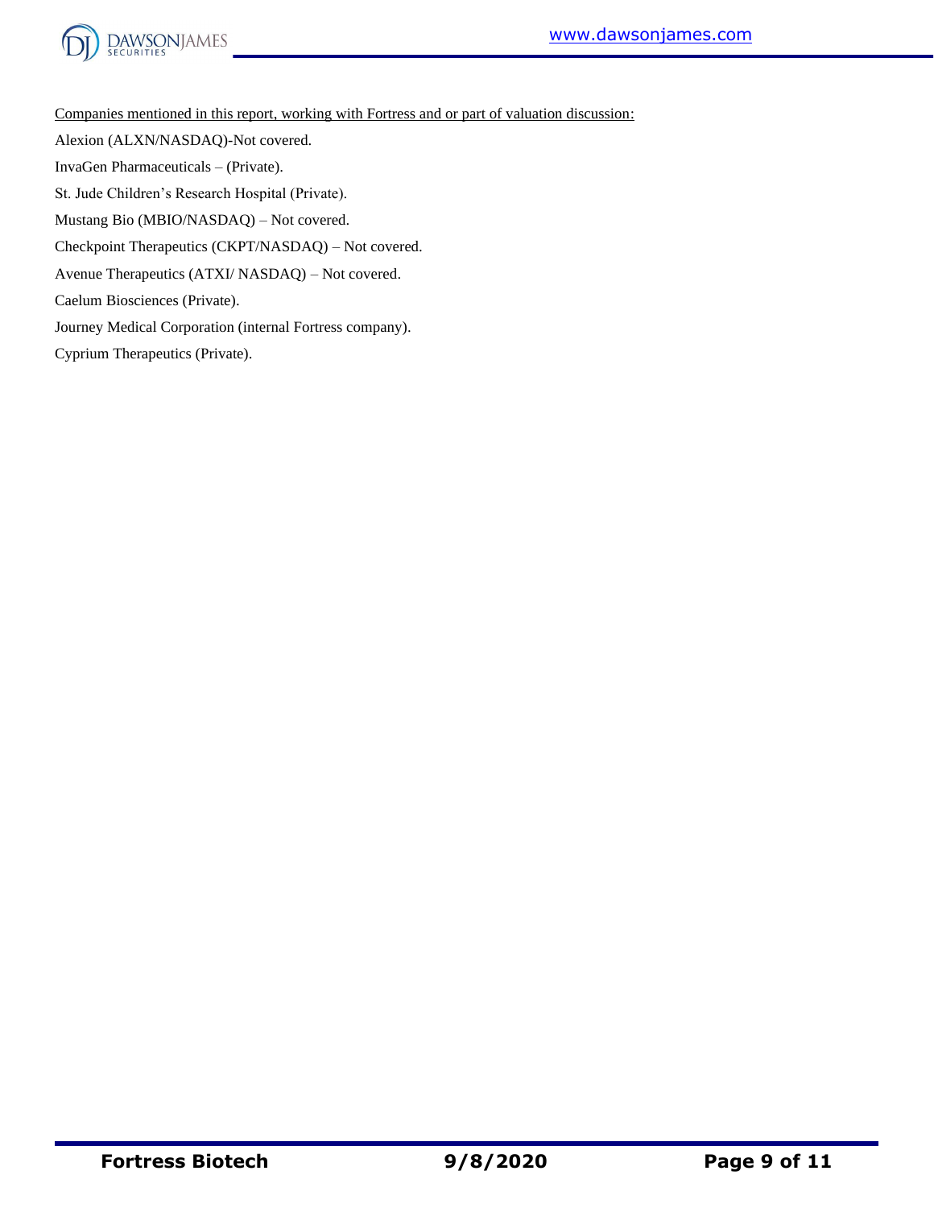<u>Companies mentioned in this report, working with Fortress and or part of valuation discussion:</u>

Alexion (ALXN/NASDAQ)-Not covered.

InvaGen Pharmaceuticals – (Private).

St. Jude Children's Research Hospital (Private).

Mustang Bio (MBIO/NASDAQ) – Not covered.

Checkpoint Therapeutics (CKPT/NASDAQ) – Not covered.

Avenue Therapeutics (ATXI/ NASDAQ) – Not covered.

Caelum Biosciences (Private).

Journey Medical Corporation (internal Fortress company).

Cyprium Therapeutics (Private).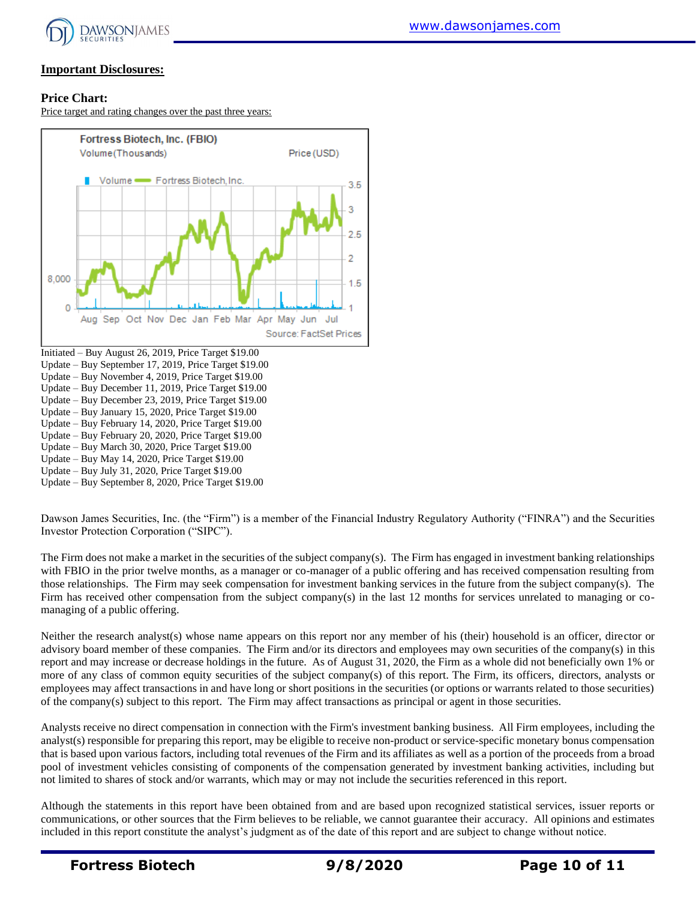## Important Disclosures:

### Price Chart:

Price target and rating changes over the past three years:

Initiated – Buy August 26, 2019, Price Target $19.00
Update – Buy September 17, 2019, Price Target $19.00
Update – Buy November 4, 2019, Price Target $19.00
Update – Buy December 11, 2019, Price Target $19.00
Update – Buy December 23, 2019, Price Target $19.00
Update – Buy January 15, 2020, Price Target $19.00
Update – Buy February 14, 2020, Price Target $19.00
Update – Buy February 20, 2020, Price Target $19.00
Update – Buy March 30, 2020, Price Target $19.00
Update – Buy May 14, 2020, Price Target $19.00
Update – Buy July 31, 2020, Price Target $19.00
Update – Buy September 8, 2020, Price Target $19.00

Dawson James Securities, Inc. (the "Firm") is a member of the Financial Industry Regulatory Authority ("FINRA") and the Securities Investor Protection Corporation ("SIPC").

The Firm does not make a market in the securities of the subject company(s). The Firm has engaged in investment banking relationships with FBIO in the prior twelve months, as a manager or co-manager of a public offering and has received compensation resulting from those relationships. The Firm may seek compensation for investment banking services in the future from the subject company(s). The Firm has received other compensation from the subject company(s) in the last 12 months for services unrelated to managing or co-managing of a public offering.

Neither the research analyst(s) whose name appears on this report nor any member of his (their) household is an officer, director or advisory board member of these companies. The Firm and/or its directors and employees may own securities of the company(s) in this report and may increase or decrease holdings in the future. As of August 31, 2020, the Firm as a whole did not beneficially own 1% or more of any class of common equity securities of the subject company(s) of this report. The Firm, its officers, directors, analysts or employees may affect transactions in and have long or short positions in the securities (or options or warrants related to those securities) of the company(s) subject to this report. The Firm may affect transactions as principal or agent in those securities.

Analysts receive no direct compensation in connection with the Firm's investment banking business. All Firm employees, including the analyst(s) responsible for preparing this report, may be eligible to receive non-product or service-specific monetary bonus compensation that is based upon various factors, including total revenues of the Firm and its affiliates as well as a portion of the proceeds from a broad pool of investment vehicles consisting of components of the compensation generated by investment banking activities, including but not limited to shares of stock and/or warrants, which may or may not include the securities referenced in this report.

Although the statements in this report have been obtained from and are based upon recognized statistical services, issuer reports or communications, or other sources that the Firm believes to be reliable, we cannot guarantee their accuracy. All opinions and estimates included in this report constitute the analyst's judgment as of the date of this report and are subject to change without notice.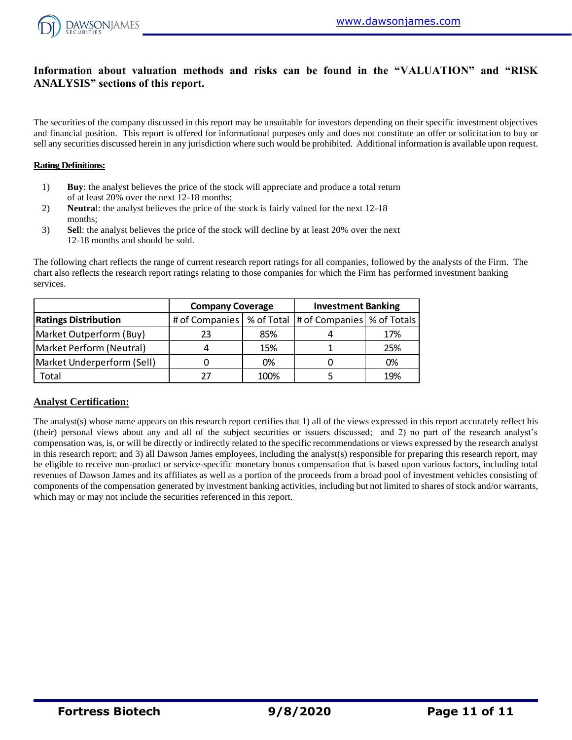**Information about valuation methods and risks can be found in the "VALUATION" and "RISK ANALYSIS" sections of this report.**

The securities of the company discussed in this report may be unsuitable for investors depending on their specific investment objectives and financial position. This report is offered for informational purposes only and does not constitute an offer or solicitation to buy or sell any securities discussed herein in any jurisdiction where such would be prohibited. Additional information is available upon request.

**Rating Definitions:**

1) **Buy**: the analyst believes the price of the stock will appreciate and produce a total return of at least 20% over the next 12-18 months;
2) **Neutra**l: the analyst believes the price of the stock is fairly valued for the next 12-18 months;
3) **Sel**l: the analyst believes the price of the stock will decline by at least 20% over the next 12-18 months and should be sold.

The following chart reflects the range of current research report ratings for all companies, followed by the analysts of the Firm. The chart also reflects the research report ratings relating to those companies for which the Firm has performed investment banking services.

| | Company Coverage | | Investment Banking | |
|---|---|---|---|---|
| **Ratings Distribution** | # of Companies | % of Total | # of Companies | % of Totals |
| Market Outperform (Buy) | 23 | 85% | 4 | 17% |
| Market Perform (Neutral) | 4 | 15% | 1 | 25% |
| Market Underperform (Sell) | 0 | 0% | 0 | 0% |
| Total | 27 | 100% | 5 | 19% |

**Analyst Certification:**

The analyst(s) whose name appears on this research report certifies that 1) all of the views expressed in this report accurately reflect his (their) personal views about any and all of the subject securities or issuers discussed; and 2) no part of the research analyst's compensation was, is, or will be directly or indirectly related to the specific recommendations or views expressed by the research analyst in this research report; and 3) all Dawson James employees, including the analyst(s) responsible for preparing this research report, may be eligible to receive non-product or service-specific monetary bonus compensation that is based upon various factors, including total revenues of Dawson James and its affiliates as well as a portion of the proceeds from a broad pool of investment vehicles consisting of components of the compensation generated by investment banking activities, including but not limited to shares of stock and/or warrants, which may or may not include the securities referenced in this report.